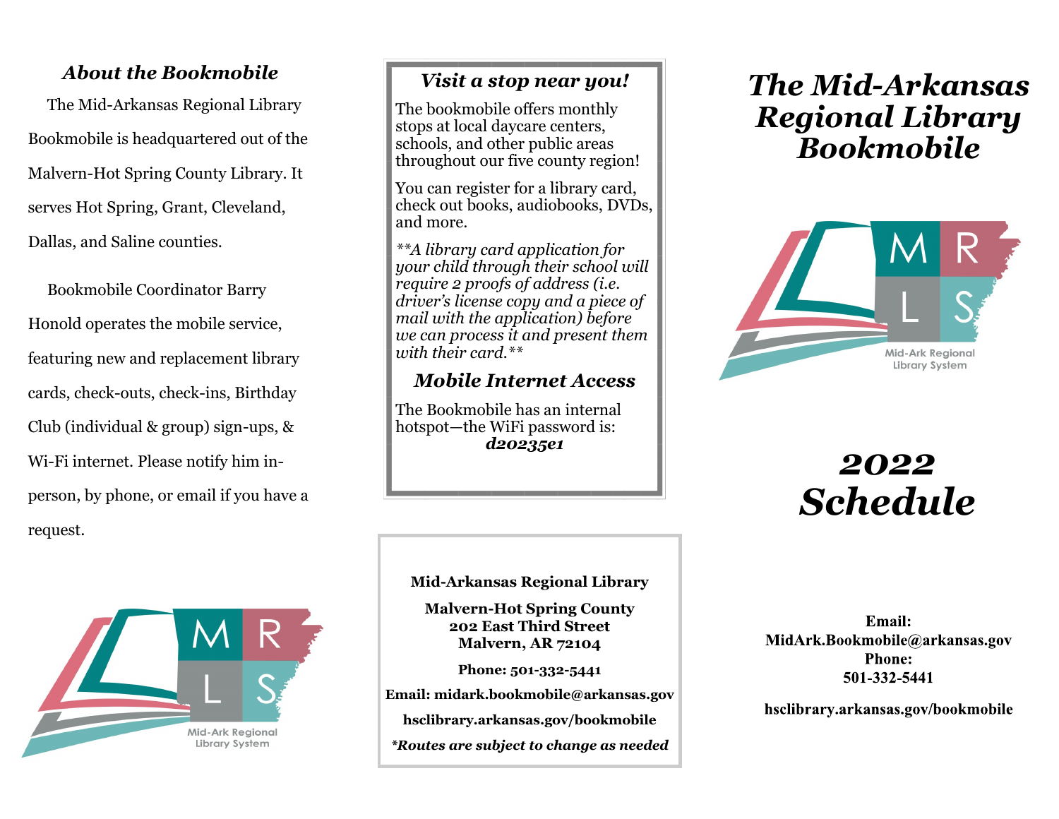## *About the Bookmobile*

The Mid-Arkansas Regional Library Bookmobile is headquartered out of the Malvern-Hot Spring County Library. It serves Hot Spring, Grant, Cleveland, Dallas, and Saline counties.

Bookmobile Coordinator Barry Honold operates the mobile service, featuring new and replacement library cards, check-outs, check-ins, Birthday Club (individual & group) sign-ups, & Wi-Fi internet. Please notify him in-person, by phone, or email if you have a request.

Mid-Ark Regional Library System

## *Visit a stop near you!*

The bookmobile offers monthly stops at local daycare centers, schools, and other public areas throughout our five county region!

You can register for a library card, check out books, audiobooks, DVDs, and more.

*\*\*A library card application for your child through their school will require 2 proofs of address (i.e. driver's license copy and a piece of mail with the application) before we can process it and present them with their card.\*\**

## *Mobile Internet Access*

The Bookmobile has an internal hotspot—the WiFi password is: ***d20235e1***

**Mid-Arkansas Regional Library**

**Malvern-Hot Spring County**
**202 East Third Street**
**Malvern, AR 72104**

**Phone: 501-332-5441**

**Email: midark.bookmobile@arkansas.gov**

**hsclibrary.arkansas.gov/bookmobile**

***\*Routes are subject to change as needed***

# *The Mid-Arkansas Regional Library Bookmobile*

Mid-Ark Regional Library System

# *2022 Schedule*

**Email:**
**MidArk.Bookmobile@arkansas.gov**
**Phone:**
**501-332-5441**

**hsclibrary.arkansas.gov/bookmobile**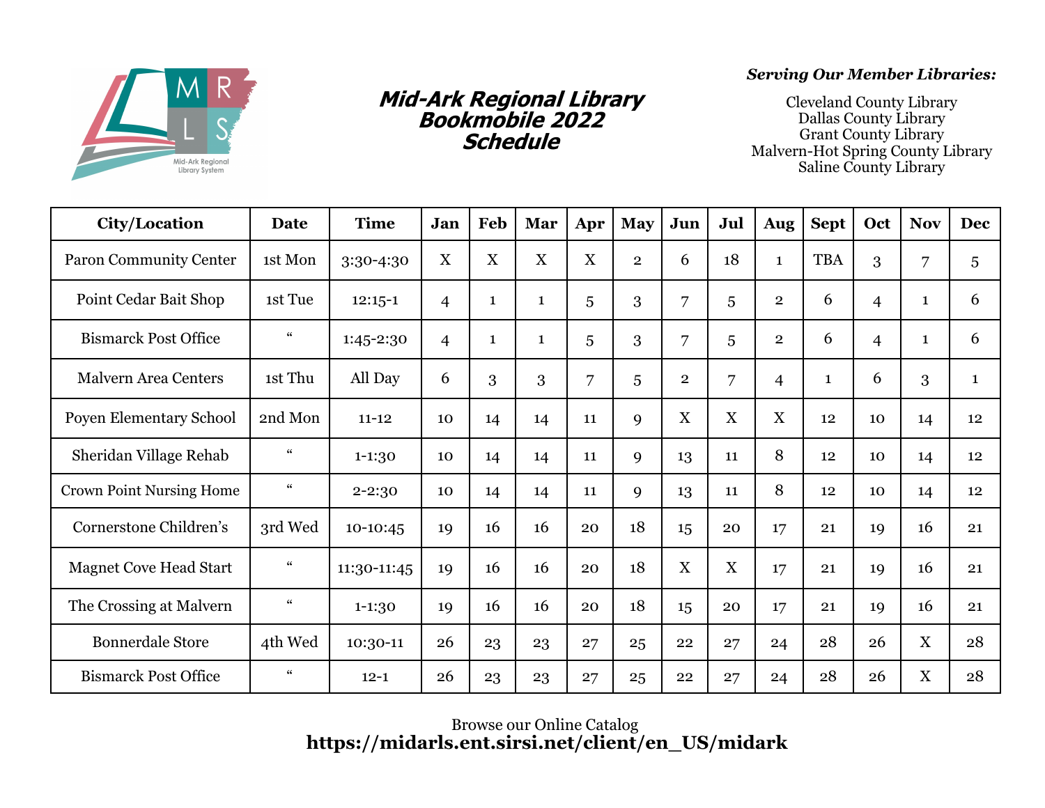# Mid-Ark Regional Library Bookmobile 2022 Schedule

***Serving Our Member Libraries:***

Cleveland County Library
Dallas County Library
Grant County Library
Malvern-Hot Spring County Library
Saline County Library

| City/Location | Date | Time | Jan | Feb | Mar | Apr | May | Jun | Jul | Aug | Sept | Oct | Nov | Dec |
|---|---|---|---|---|---|---|---|---|---|---|---|---|---|---|
| Paron Community Center | 1st Mon | 3:30-4:30 | X | X | X | X | 2 | 6 | 18 | 1 | TBA | 3 | 7 | 5 |
| Point Cedar Bait Shop | 1st Tue | 12:15-1 | 4 | 1 | 1 | 5 | 3 | 7 | 5 | 2 | 6 | 4 | 1 | 6 |
| Bismarck Post Office | " | 1:45-2:30 | 4 | 1 | 1 | 5 | 3 | 7 | 5 | 2 | 6 | 4 | 1 | 6 |
| Malvern Area Centers | 1st Thu | All Day | 6 | 3 | 3 | 7 | 5 | 2 | 7 | 4 | 1 | 6 | 3 | 1 |
| Poyen Elementary School | 2nd Mon | 11-12 | 10 | 14 | 14 | 11 | 9 | X | X | X | 12 | 10 | 14 | 12 |
| Sheridan Village Rehab | " | 1-1:30 | 10 | 14 | 14 | 11 | 9 | 13 | 11 | 8 | 12 | 10 | 14 | 12 |
| Crown Point Nursing Home | " | 2-2:30 | 10 | 14 | 14 | 11 | 9 | 13 | 11 | 8 | 12 | 10 | 14 | 12 |
| Cornerstone Children's | 3rd Wed | 10-10:45 | 19 | 16 | 16 | 20 | 18 | 15 | 20 | 17 | 21 | 19 | 16 | 21 |
| Magnet Cove Head Start | " | 11:30-11:45 | 19 | 16 | 16 | 20 | 18 | X | X | 17 | 21 | 19 | 16 | 21 |
| The Crossing at Malvern | " | 1-1:30 | 19 | 16 | 16 | 20 | 18 | 15 | 20 | 17 | 21 | 19 | 16 | 21 |
| Bonnerdale Store | 4th Wed | 10:30-11 | 26 | 23 | 23 | 27 | 25 | 22 | 27 | 24 | 28 | 26 | X | 28 |
| Bismarck Post Office | " | 12-1 | 26 | 23 | 23 | 27 | 25 | 22 | 27 | 24 | 28 | 26 | X | 28 |

Browse our Online Catalog
**https://midarls.ent.sirsi.net/client/en_US/midark**